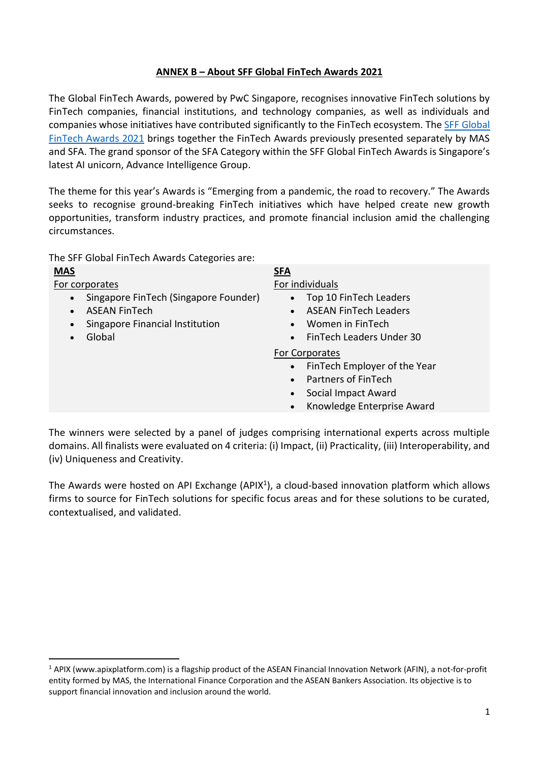## ANNEX B – About SFF Global FinTech Awards 2021

The Global FinTech Awards, powered by PwC Singapore, recognises innovative FinTech solutions by FinTech companies, financial institutions, and technology companies, as well as individuals and companies whose initiatives have contributed significantly to the FinTech ecosystem. The SFF Global FinTech Awards 2021 brings together the FinTech Awards previously presented separately by MAS and SFA. The grand sponsor of the SFA Category within the SFF Global FinTech Awards is Singapore's latest AI unicorn, Advance Intelligence Group.

The theme for this year's Awards is "Emerging from a pandemic, the road to recovery." The Awards seeks to recognise ground-breaking FinTech initiatives which have helped create new growth opportunities, transform industry practices, and promote financial inclusion amid the challenging circumstances.

The SFF Global FinTech Awards Categories are:

**MAS**

For corporates

- Singapore FinTech (Singapore Founder)
- ASEAN FinTech
- Singapore Financial Institution
- Global

**SFA**

For individuals

- Top 10 FinTech Leaders
- ASEAN FinTech Leaders
- Women in FinTech
- FinTech Leaders Under 30

For Corporates

- FinTech Employer of the Year
- Partners of FinTech
- Social Impact Award
- Knowledge Enterprise Award

The winners were selected by a panel of judges comprising international experts across multiple domains. All finalists were evaluated on 4 criteria: (i) Impact, (ii) Practicality, (iii) Interoperability, and (iv) Uniqueness and Creativity.

The Awards were hosted on API Exchange (APIX[1]), a cloud-based innovation platform which allows firms to source for FinTech solutions for specific focus areas and for these solutions to be curated, contextualised, and validated.

[1] APIX (www.apixplatform.com) is a flagship product of the ASEAN Financial Innovation Network (AFIN), a not-for-profit entity formed by MAS, the International Finance Corporation and the ASEAN Bankers Association. Its objective is to support financial innovation and inclusion around the world.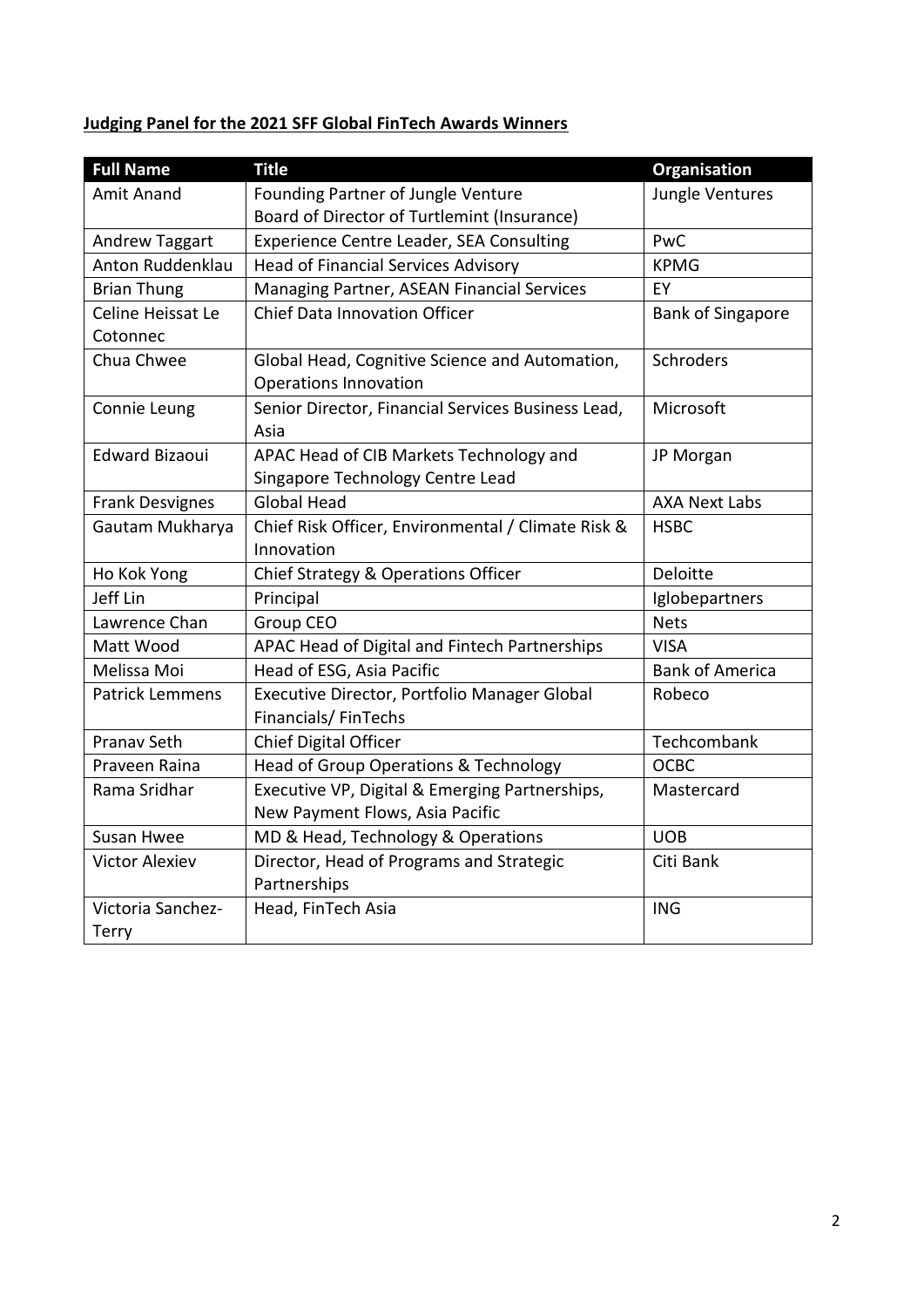**Judging Panel for the 2021 SFF Global FinTech Awards Winners**

| Full Name | Title | Organisation |
|---|---|---|
| Amit Anand | Founding Partner of Jungle Venture Board of Director of Turtlemint (Insurance) | Jungle Ventures |
| Andrew Taggart | Experience Centre Leader, SEA Consulting | PwC |
| Anton Ruddenklau | Head of Financial Services Advisory | KPMG |
| Brian Thung | Managing Partner, ASEAN Financial Services | EY |
| Celine Heissat Le Cotonnec | Chief Data Innovation Officer | Bank of Singapore |
| Chua Chwee | Global Head, Cognitive Science and Automation, Operations Innovation | Schroders |
| Connie Leung | Senior Director, Financial Services Business Lead, Asia | Microsoft |
| Edward Bizaoui | APAC Head of CIB Markets Technology and Singapore Technology Centre Lead | JP Morgan |
| Frank Desvignes | Global Head | AXA Next Labs |
| Gautam Mukharya | Chief Risk Officer, Environmental / Climate Risk & Innovation | HSBC |
| Ho Kok Yong | Chief Strategy & Operations Officer | Deloitte |
| Jeff Lin | Principal | Iglobepartners |
| Lawrence Chan | Group CEO | Nets |
| Matt Wood | APAC Head of Digital and Fintech Partnerships | VISA |
| Melissa Moi | Head of ESG, Asia Pacific | Bank of America |
| Patrick Lemmens | Executive Director, Portfolio Manager Global Financials/ FinTechs | Robeco |
| Pranav Seth | Chief Digital Officer | Techcombank |
| Praveen Raina | Head of Group Operations & Technology | OCBC |
| Rama Sridhar | Executive VP, Digital & Emerging Partnerships, New Payment Flows, Asia Pacific | Mastercard |
| Susan Hwee | MD & Head, Technology & Operations | UOB |
| Victor Alexiev | Director, Head of Programs and Strategic Partnerships | Citi Bank |
| Victoria Sanchez-Terry | Head, FinTech Asia | ING |